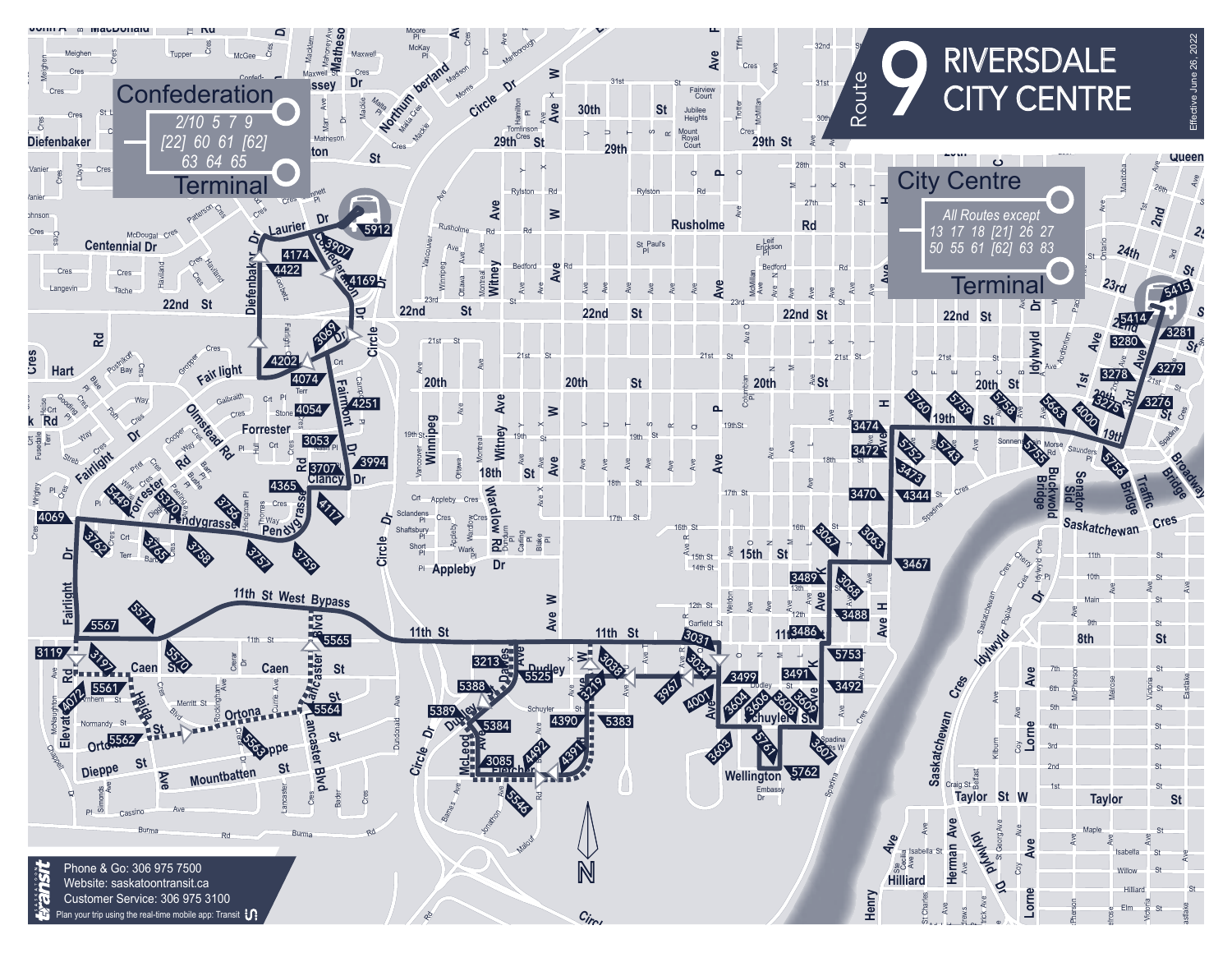# Route 9 RIVERSDALE CITY CENTRE

Effective June 26, 2022

## Confederation Terminal

2/10 5 7 9
[22] 60 61 [62]
63 64 65

## City Centre Terminal

All Routes except
13 17 18 [21] 26 27
50 55 61 [62] 63 83

Phone & Go: 306 975 7500
Website: saskatoontransit.ca
Customer Service: 306 975 3100
Plan your trip using the real-time mobile app: Transit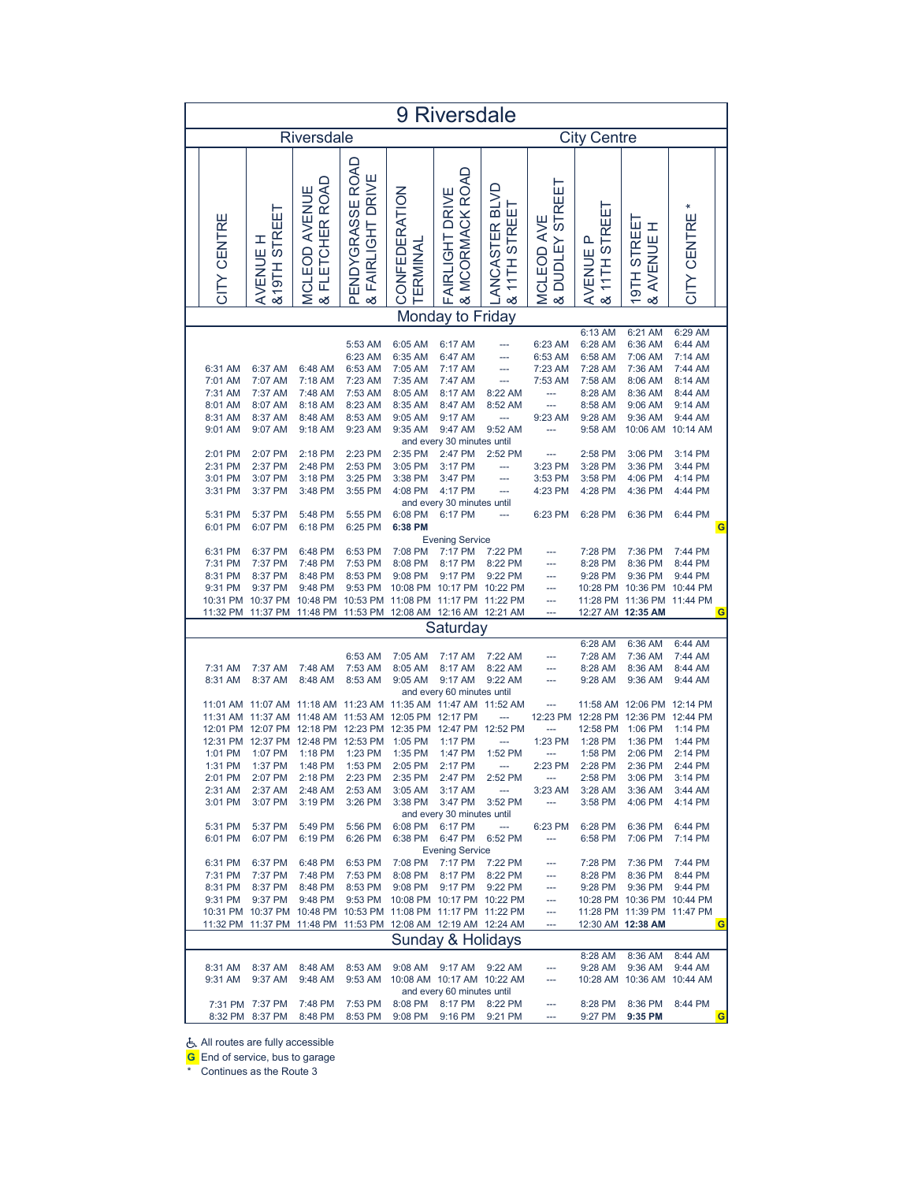# 9 Riversdale

| Riversdale | | | | | | | City Centre | | | | |
|---|---|---|---|---|---|---|---|---|---|---|---|
| CITY CENTRE | AVENUE H &19TH STREET | MCLEOD AVENUE & FLETCHER ROAD | PENDYGRASSE ROAD & FAIRLIGHT DRIVE | CONFEDERATION TERMINAL | FAIRLIGHT DRIVE & MCORMACK ROAD | LANCASTER BLVD & 11TH STREET | MCLEOD AVE & DUDLEY STREET | AVENUE P & 11TH STREET | 19TH STREET & AVENUE H | CITY CENTRE * | |
| **Monday to Friday** | | | | | | | | | | | |
| | | | | | | | | 6:13 AM | 6:21 AM | 6:29 AM | |
| | | | 5:53 AM | 6:05 AM | 6:17 AM | --- | 6:23 AM | 6:28 AM | 6:36 AM | 6:44 AM | |
| | | | 6:23 AM | 6:35 AM | 6:47 AM | --- | 6:53 AM | 6:58 AM | 7:06 AM | 7:14 AM | |
| 6:31 AM | 6:37 AM | 6:48 AM | 6:53 AM | 7:05 AM | 7:17 AM | --- | 7:23 AM | 7:28 AM | 7:36 AM | 7:44 AM | |
| 7:01 AM | 7:07 AM | 7:18 AM | 7:23 AM | 7:35 AM | 7:47 AM | --- | 7:53 AM | 7:58 AM | 8:06 AM | 8:14 AM | |
| 7:31 AM | 7:37 AM | 7:48 AM | 7:53 AM | 8:05 AM | 8:17 AM | 8:22 AM | --- | 8:28 AM | 8:36 AM | 8:44 AM | |
| 8:01 AM | 8:07 AM | 8:18 AM | 8:23 AM | 8:35 AM | 8:47 AM | 8:52 AM | --- | 8:58 AM | 9:06 AM | 9:14 AM | |
| 8:31 AM | 8:37 AM | 8:48 AM | 8:53 AM | 9:05 AM | 9:17 AM | --- | 9:23 AM | 9:28 AM | 9:36 AM | 9:44 AM | |
| 9:01 AM | 9:07 AM | 9:18 AM | 9:23 AM | 9:35 AM | 9:47 AM | 9:52 AM | --- | 9:58 AM | 10:06 AM | 10:14 AM | |
| and every 30 minutes until | | | | | | | | | | | |
| 2:01 PM | 2:07 PM | 2:18 PM | 2:23 PM | 2:35 PM | 2:47 PM | 2:52 PM | --- | 2:58 PM | 3:06 PM | 3:14 PM | |
| 2:31 PM | 2:37 PM | 2:48 PM | 2:53 PM | 3:05 PM | 3:17 PM | --- | 3:23 PM | 3:28 PM | 3:36 PM | 3:44 PM | |
| 3:01 PM | 3:07 PM | 3:18 PM | 3:25 PM | 3:38 PM | 3:47 PM | --- | 3:53 PM | 3:58 PM | 4:06 PM | 4:14 PM | |
| 3:31 PM | 3:37 PM | 3:48 PM | 3:55 PM | 4:08 PM | 4:17 PM | --- | 4:23 PM | 4:28 PM | 4:36 PM | 4:44 PM | |
| and every 30 minutes until | | | | | | | | | | | |
| 5:31 PM | 5:37 PM | 5:48 PM | 5:55 PM | 6:08 PM | 6:17 PM | --- | 6:23 PM | 6:28 PM | 6:36 PM | 6:44 PM | |
| 6:01 PM | 6:07 PM | 6:18 PM | 6:25 PM | **6:38 PM** | | | | | | | G |
| Evening Service | | | | | | | | | | | |
| 6:31 PM | 6:37 PM | 6:48 PM | 6:53 PM | 7:08 PM | 7:17 PM | 7:22 PM | --- | 7:28 PM | 7:36 PM | 7:44 PM | |
| 7:31 PM | 7:37 PM | 7:48 PM | 7:53 PM | 8:08 PM | 8:17 PM | 8:22 PM | --- | 8:28 PM | 8:36 PM | 8:44 PM | |
| 8:31 PM | 8:37 PM | 8:48 PM | 8:53 PM | 9:08 PM | 9:17 PM | 9:22 PM | --- | 9:28 PM | 9:36 PM | 9:44 PM | |
| 9:31 PM | 9:37 PM | 9:48 PM | 9:53 PM | 10:08 PM | 10:17 PM | 10:22 PM | --- | 10:28 PM | 10:36 PM | 10:44 PM | |
| 10:31 PM | 10:37 PM | 10:48 PM | 10:53 PM | 11:08 PM | 11:17 PM | 11:22 PM | --- | 11:28 PM | 11:36 PM | 11:44 PM | |
| 11:32 PM | 11:37 PM | 11:48 PM | 11:53 PM | 12:08 AM | 12:16 AM | 12:21 AM | --- | 12:27 AM | **12:35 AM** | | G |
| **Saturday** | | | | | | | | | | | |
| | | | | | | | | 6:28 AM | 6:36 AM | 6:44 AM | |
| | | | 6:53 AM | 7:05 AM | 7:17 AM | 7:22 AM | --- | 7:28 AM | 7:36 AM | 7:44 AM | |
| 7:31 AM | 7:37 AM | 7:48 AM | 7:53 AM | 8:05 AM | 8:17 AM | 8:22 AM | --- | 8:28 AM | 8:36 AM | 8:44 AM | |
| 8:31 AM | 8:37 AM | 8:48 AM | 8:53 AM | 9:05 AM | 9:17 AM | 9:22 AM | --- | 9:28 AM | 9:36 AM | 9:44 AM | |
| and every 60 minutes until | | | | | | | | | | | |
| 11:01 AM | 11:07 AM | 11:18 AM | 11:23 AM | 11:35 AM | 11:47 AM | 11:52 AM | --- | 11:58 AM | 12:06 PM | 12:14 PM | |
| 11:31 AM | 11:37 AM | 11:48 AM | 11:53 AM | 12:05 PM | 12:17 PM | --- | 12:23 PM | 12:28 PM | 12:36 PM | 12:44 PM | |
| 12:01 PM | 12:07 PM | 12:18 PM | 12:23 PM | 12:35 PM | 12:47 PM | 12:52 PM | --- | 12:58 PM | 1:06 PM | 1:14 PM | |
| 12:31 PM | 12:37 PM | 12:48 PM | 12:53 PM | 1:05 PM | 1:17 PM | --- | 1:23 PM | 1:28 PM | 1:36 PM | 1:44 PM | |
| 1:01 PM | 1:07 PM | 1:18 PM | 1:23 PM | 1:35 PM | 1:47 PM | 1:52 PM | --- | 1:58 PM | 2:06 PM | 2:14 PM | |
| 1:31 PM | 1:37 PM | 1:48 PM | 1:53 PM | 2:05 PM | 2:17 PM | --- | 2:23 PM | 2:28 PM | 2:36 PM | 2:44 PM | |
| 2:01 PM | 2:07 PM | 2:18 PM | 2:23 PM | 2:35 PM | 2:47 PM | 2:52 PM | --- | 2:58 PM | 3:06 PM | 3:14 PM | |
| 2:31 AM | 2:37 AM | 2:48 AM | 2:53 AM | 3:05 AM | 3:17 AM | --- | 3:23 AM | 3:28 AM | 3:36 AM | 3:44 AM | |
| 3:01 PM | 3:07 PM | 3:19 PM | 3:26 PM | 3:38 PM | 3:47 PM | 3:52 PM | --- | 3:58 PM | 4:06 PM | 4:14 PM | |
| and every 30 minutes until | | | | | | | | | | | |
| 5:31 PM | 5:37 PM | 5:49 PM | 5:56 PM | 6:08 PM | 6:17 PM | --- | 6:23 PM | 6:28 PM | 6:36 PM | 6:44 PM | |
| 6:01 PM | 6:07 PM | 6:19 PM | 6:26 PM | 6:38 PM | 6:47 PM | 6:52 PM | --- | 6:58 PM | 7:06 PM | 7:14 PM | |
| Evening Service | | | | | | | | | | | |
| 6:31 PM | 6:37 PM | 6:48 PM | 6:53 PM | 7:08 PM | 7:17 PM | 7:22 PM | --- | 7:28 PM | 7:36 PM | 7:44 PM | |
| 7:31 PM | 7:37 PM | 7:48 PM | 7:53 PM | 8:08 PM | 8:17 PM | 8:22 PM | --- | 8:28 PM | 8:36 PM | 8:44 PM | |
| 8:31 PM | 8:37 PM | 8:48 PM | 8:53 PM | 9:08 PM | 9:17 PM | 9:22 PM | --- | 9:28 PM | 9:36 PM | 9:44 PM | |
| 9:31 PM | 9:37 PM | 9:48 PM | 9:53 PM | 10:08 PM | 10:17 PM | 10:22 PM | --- | 10:28 PM | 10:36 PM | 10:44 PM | |
| 10:31 PM | 10:37 PM | 10:48 PM | 10:53 PM | 11:08 PM | 11:17 PM | 11:22 PM | --- | 11:28 PM | 11:39 PM | 11:47 PM | |
| 11:32 PM | 11:37 PM | 11:48 PM | 11:53 PM | 12:08 AM | 12:19 AM | 12:24 AM | --- | 12:30 AM | **12:38 AM** | | G |
| **Sunday & Holidays** | | | | | | | | | | | |
| | | | | | | | | 8:28 AM | 8:36 AM | 8:44 AM | |
| 8:31 AM | 8:37 AM | 8:48 AM | 8:53 AM | 9:08 AM | 9:17 AM | 9:22 AM | --- | 9:28 AM | 9:36 AM | 9:44 AM | |
| 9:31 AM | 9:37 AM | 9:48 AM | 9:53 AM | 10:08 AM | 10:17 AM | 10:22 AM | --- | 10:28 AM | 10:36 AM | 10:44 AM | |
| and every 60 minutes until | | | | | | | | | | | |
| 7:31 PM | 7:37 PM | 7:48 PM | 7:53 PM | 8:08 PM | 8:17 PM | 8:22 PM | --- | 8:28 PM | 8:36 PM | 8:44 PM | |
| 8:32 PM | 8:37 PM | 8:48 PM | 8:53 PM | 9:08 PM | 9:16 PM | 9:21 PM | --- | 9:27 PM | **9:35 PM** | | G |

♿ All routes are fully accessible

G End of service, bus to garage

\* Continues as the Route 3